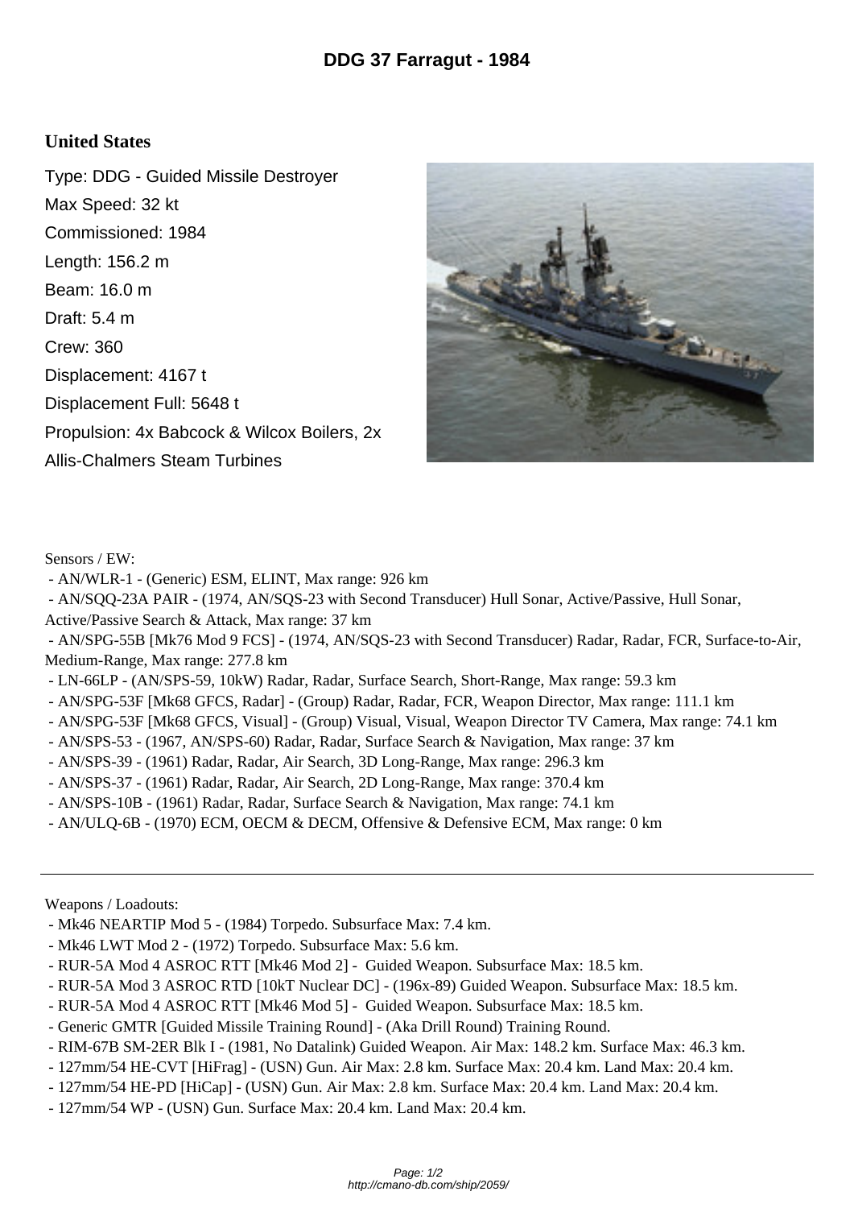# DDG 37 Farragut - 1984

## United States

Type: DDG - Guided Missile Destroyer

Max Speed: 32 kt

Commissioned: 1984

Length: 156.2 m

Beam: 16.0 m

Draft: 5.4 m

Crew: 360

Displacement: 4167 t

Displacement Full: 5648 t

Propulsion: 4x Babcock & Wilcox Boilers, 2x Allis-Chalmers Steam Turbines

Sensors / EW:

- AN/WLR-1 - (Generic) ESM, ELINT, Max range: 926 km
- AN/SQQ-23A PAIR - (1974, AN/SQS-23 with Second Transducer) Hull Sonar, Active/Passive, Hull Sonar, Active/Passive Search & Attack, Max range: 37 km
- AN/SPG-55B [Mk76 Mod 9 FCS] - (1974, AN/SQS-23 with Second Transducer) Radar, Radar, FCR, Surface-to-Air, Medium-Range, Max range: 277.8 km
- LN-66LP - (AN/SPS-59, 10kW) Radar, Radar, Surface Search, Short-Range, Max range: 59.3 km
- AN/SPG-53F [Mk68 GFCS, Radar] - (Group) Radar, Radar, FCR, Weapon Director, Max range: 111.1 km
- AN/SPG-53F [Mk68 GFCS, Visual] - (Group) Visual, Visual, Weapon Director TV Camera, Max range: 74.1 km
- AN/SPS-53 - (1967, AN/SPS-60) Radar, Radar, Surface Search & Navigation, Max range: 37 km
- AN/SPS-39 - (1961) Radar, Radar, Air Search, 3D Long-Range, Max range: 296.3 km
- AN/SPS-37 - (1961) Radar, Radar, Air Search, 2D Long-Range, Max range: 370.4 km
- AN/SPS-10B - (1961) Radar, Radar, Surface Search & Navigation, Max range: 74.1 km
- AN/ULQ-6B - (1970) ECM, OECM & DECM, Offensive & Defensive ECM, Max range: 0 km

---

Weapons / Loadouts:

- Mk46 NEARTIP Mod 5 - (1984) Torpedo. Subsurface Max: 7.4 km.
- Mk46 LWT Mod 2 - (1972) Torpedo. Subsurface Max: 5.6 km.
- RUR-5A Mod 4 ASROC RTT [Mk46 Mod 2] - Guided Weapon. Subsurface Max: 18.5 km.
- RUR-5A Mod 3 ASROC RTD [10kT Nuclear DC] - (196x-89) Guided Weapon. Subsurface Max: 18.5 km.
- RUR-5A Mod 4 ASROC RTT [Mk46 Mod 5] - Guided Weapon. Subsurface Max: 18.5 km.
- Generic GMTR [Guided Missile Training Round] - (Aka Drill Round) Training Round.
- RIM-67B SM-2ER Blk I - (1981, No Datalink) Guided Weapon. Air Max: 148.2 km. Surface Max: 46.3 km.
- 127mm/54 HE-CVT [HiFrag] - (USN) Gun. Air Max: 2.8 km. Surface Max: 20.4 km. Land Max: 20.4 km.
- 127mm/54 HE-PD [HiCap] - (USN) Gun. Air Max: 2.8 km. Surface Max: 20.4 km. Land Max: 20.4 km.
- 127mm/54 WP - (USN) Gun. Surface Max: 20.4 km. Land Max: 20.4 km.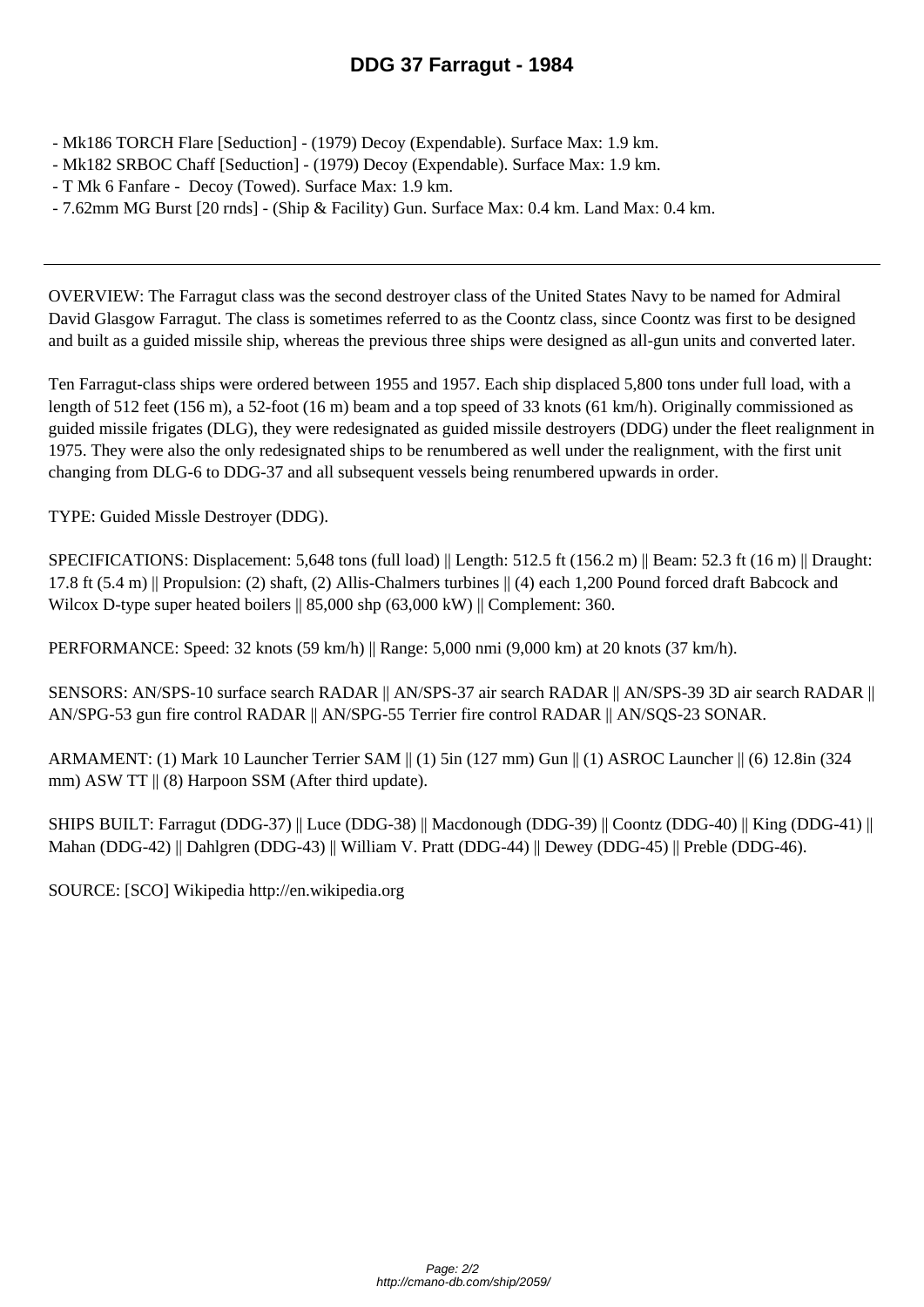- Mk186 TORCH Flare [Seduction] - (1979) Decoy (Expendable). Surface Max: 1.9 km.
- Mk182 SRBOC Chaff [Seduction] - (1979) Decoy (Expendable). Surface Max: 1.9 km.
- T Mk 6 Fanfare - Decoy (Towed). Surface Max: 1.9 km.
- 7.62mm MG Burst [20 rnds] - (Ship & Facility) Gun. Surface Max: 0.4 km. Land Max: 0.4 km.

---

OVERVIEW: The Farragut class was the second destroyer class of the United States Navy to be named for Admiral David Glasgow Farragut. The class is sometimes referred to as the Coontz class, since Coontz was first to be designed and built as a guided missile ship, whereas the previous three ships were designed as all-gun units and converted later.

Ten Farragut-class ships were ordered between 1955 and 1957. Each ship displaced 5,800 tons under full load, with a length of 512 feet (156 m), a 52-foot (16 m) beam and a top speed of 33 knots (61 km/h). Originally commissioned as guided missile frigates (DLG), they were redesignated as guided missile destroyers (DDG) under the fleet realignment in 1975. They were also the only redesignated ships to be renumbered as well under the realignment, with the first unit changing from DLG-6 to DDG-37 and all subsequent vessels being renumbered upwards in order.

TYPE: Guided Missle Destroyer (DDG).

SPECIFICATIONS: Displacement: 5,648 tons (full load) || Length: 512.5 ft (156.2 m) || Beam: 52.3 ft (16 m) || Draught: 17.8 ft (5.4 m) || Propulsion: (2) shaft, (2) Allis-Chalmers turbines || (4) each 1,200 Pound forced draft Babcock and Wilcox D-type super heated boilers || 85,000 shp (63,000 kW) || Complement: 360.

PERFORMANCE: Speed: 32 knots (59 km/h) || Range: 5,000 nmi (9,000 km) at 20 knots (37 km/h).

SENSORS: AN/SPS-10 surface search RADAR || AN/SPS-37 air search RADAR || AN/SPS-39 3D air search RADAR || AN/SPG-53 gun fire control RADAR || AN/SPG-55 Terrier fire control RADAR || AN/SQS-23 SONAR.

ARMAMENT: (1) Mark 10 Launcher Terrier SAM || (1) 5in (127 mm) Gun || (1) ASROC Launcher || (6) 12.8in (324 mm) ASW TT || (8) Harpoon SSM (After third update).

SHIPS BUILT: Farragut (DDG-37) || Luce (DDG-38) || Macdonough (DDG-39) || Coontz (DDG-40) || King (DDG-41) || Mahan (DDG-42) || Dahlgren (DDG-43) || William V. Pratt (DDG-44) || Dewey (DDG-45) || Preble (DDG-46).

SOURCE: [SCO] Wikipedia http://en.wikipedia.org